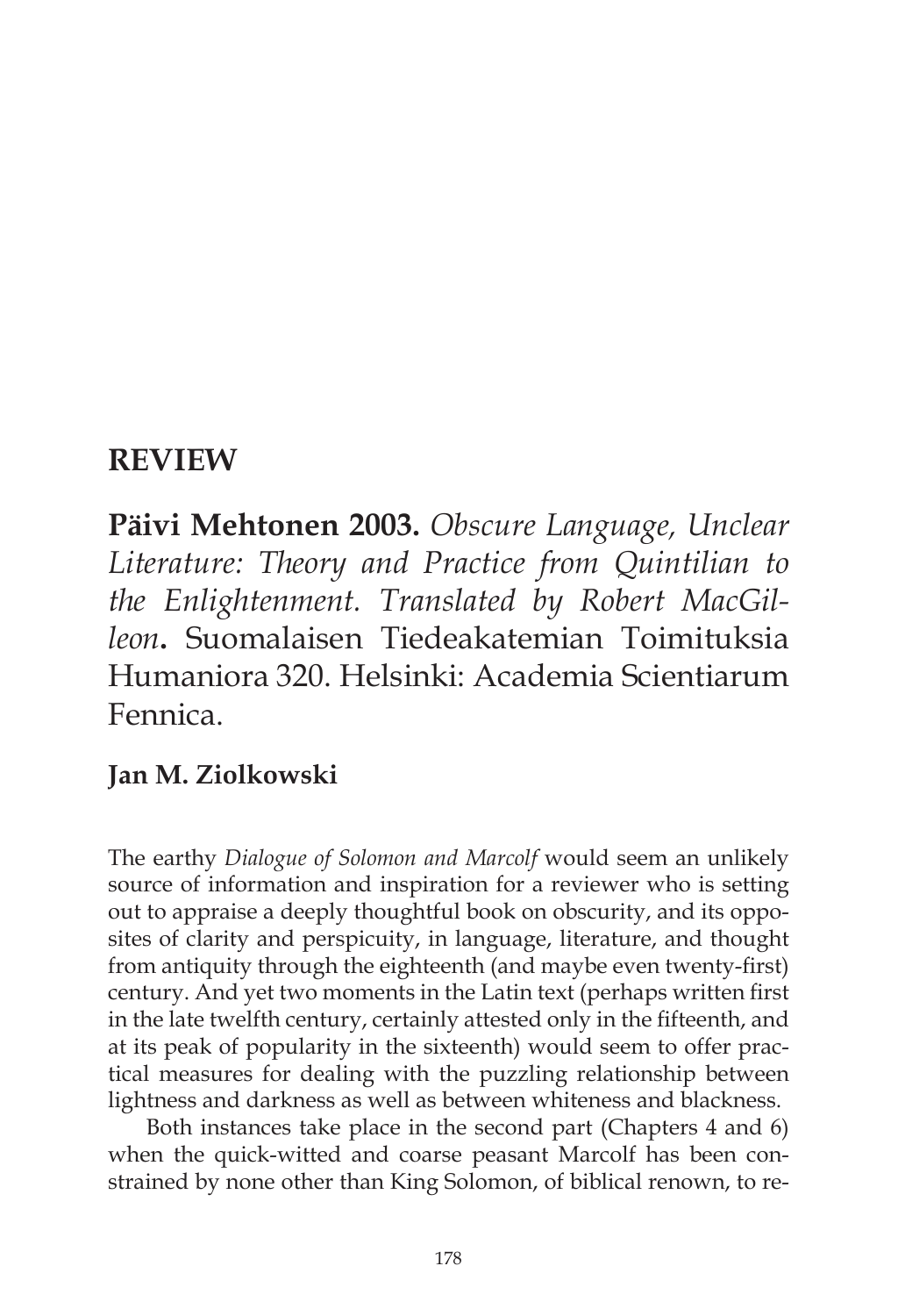# REVIEW

## Päivi Mehtonen 2003. *Obscure Language, Unclear Literature: Theory and Practice from Quintilian to the Enlightenment. Translated by Robert MacGilleon*. Suomalaisen Tiedeakatemian Toimituksia Humaniora 320. Helsinki: Academia Scientiarum Fennica.

### Jan M. Ziolkowski

The earthy *Dialogue of Solomon and Marcolf* would seem an unlikely source of information and inspiration for a reviewer who is setting out to appraise a deeply thoughtful book on obscurity, and its opposites of clarity and perspicuity, in language, literature, and thought from antiquity through the eighteenth (and maybe even twenty-first) century. And yet two moments in the Latin text (perhaps written first in the late twelfth century, certainly attested only in the fifteenth, and at its peak of popularity in the sixteenth) would seem to offer practical measures for dealing with the puzzling relationship between lightness and darkness as well as between whiteness and blackness.

Both instances take place in the second part (Chapters 4 and 6) when the quick-witted and coarse peasant Marcolf has been constrained by none other than King Solomon, of biblical renown, to re-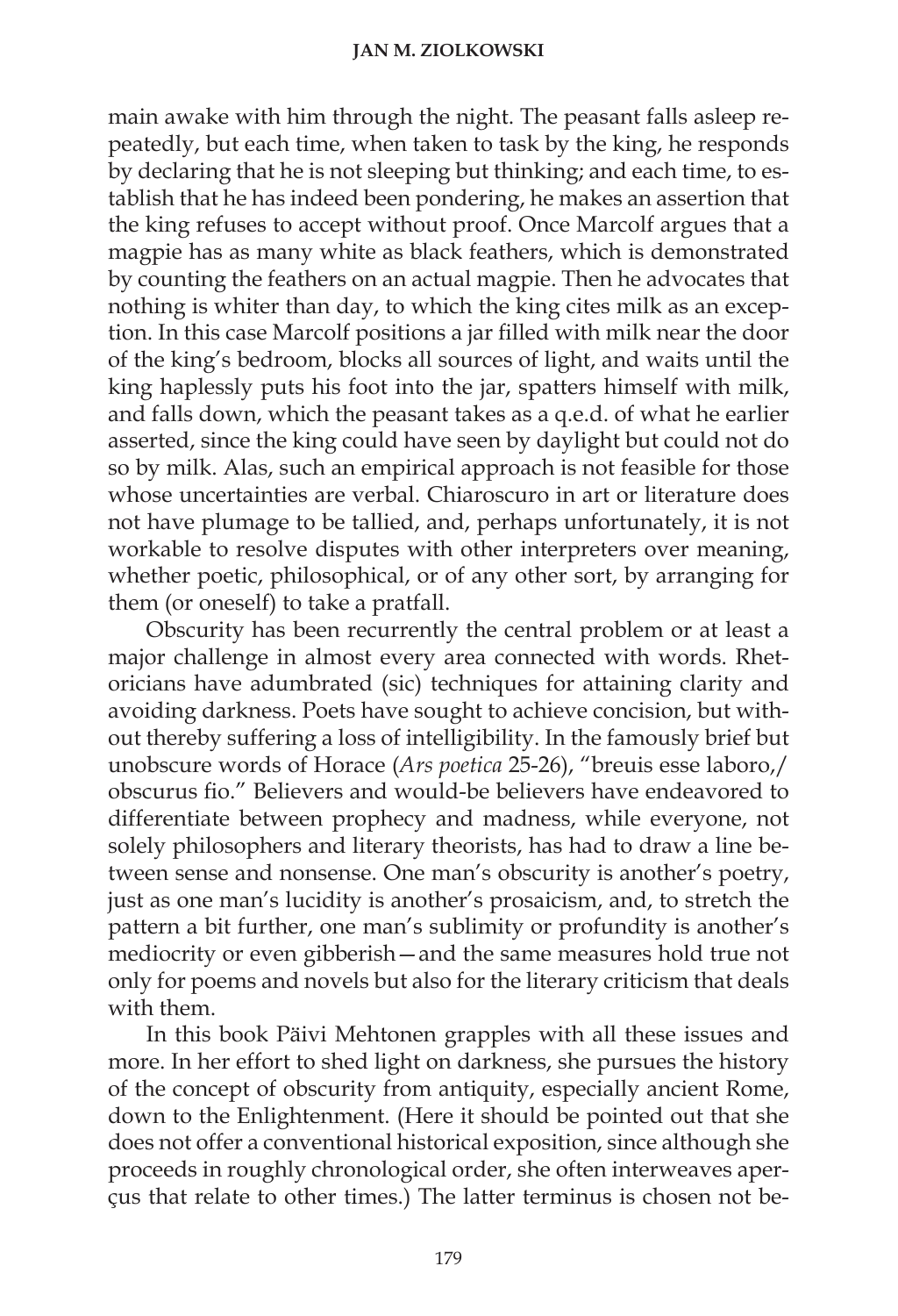main awake with him through the night. The peasant falls asleep repeatedly, but each time, when taken to task by the king, he responds by declaring that he is not sleeping but thinking; and each time, to establish that he has indeed been pondering, he makes an assertion that the king refuses to accept without proof. Once Marcolf argues that a magpie has as many white as black feathers, which is demonstrated by counting the feathers on an actual magpie. Then he advocates that nothing is whiter than day, to which the king cites milk as an exception. In this case Marcolf positions a jar filled with milk near the door of the king's bedroom, blocks all sources of light, and waits until the king haplessly puts his foot into the jar, spatters himself with milk, and falls down, which the peasant takes as a q.e.d. of what he earlier asserted, since the king could have seen by daylight but could not do so by milk. Alas, such an empirical approach is not feasible for those whose uncertainties are verbal. Chiaroscuro in art or literature does not have plumage to be tallied, and, perhaps unfortunately, it is not workable to resolve disputes with other interpreters over meaning, whether poetic, philosophical, or of any other sort, by arranging for them (or oneself) to take a pratfall.

Obscurity has been recurrently the central problem or at least a major challenge in almost every area connected with words. Rhetoricians have adumbrated (sic) techniques for attaining clarity and avoiding darkness. Poets have sought to achieve concision, but without thereby suffering a loss of intelligibility. In the famously brief but unobscure words of Horace (*Ars poetica* 25-26), "breuis esse laboro,/ obscurus fio." Believers and would-be believers have endeavored to differentiate between prophecy and madness, while everyone, not solely philosophers and literary theorists, has had to draw a line between sense and nonsense. One man's obscurity is another's poetry, just as one man's lucidity is another's prosaicism, and, to stretch the pattern a bit further, one man's sublimity or profundity is another's mediocrity or even gibberish—and the same measures hold true not only for poems and novels but also for the literary criticism that deals with them.

In this book Päivi Mehtonen grapples with all these issues and more. In her effort to shed light on darkness, she pursues the history of the concept of obscurity from antiquity, especially ancient Rome, down to the Enlightenment. (Here it should be pointed out that she does not offer a conventional historical exposition, since although she proceeds in roughly chronological order, she often interweaves aperçus that relate to other times.) The latter terminus is chosen not be-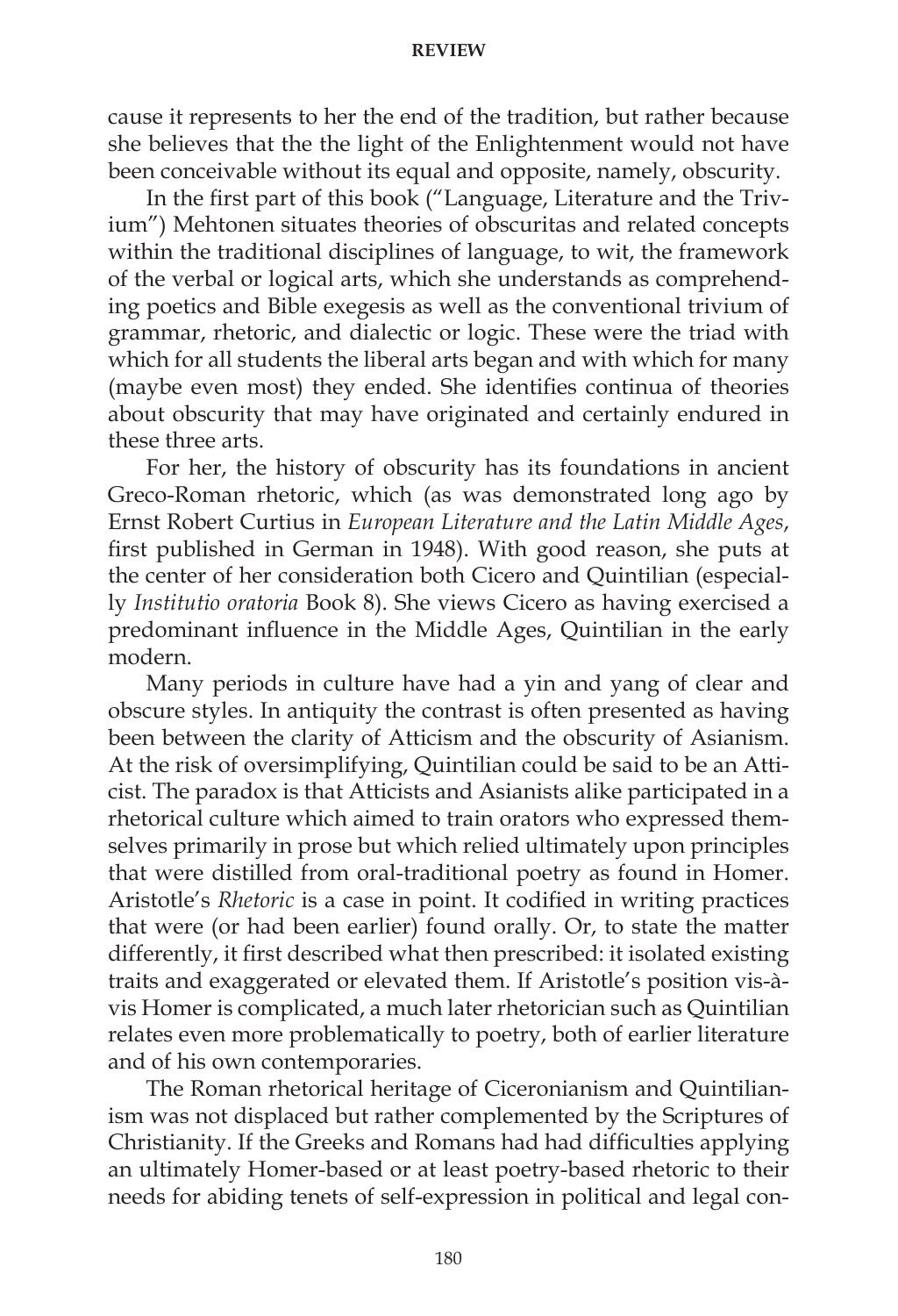cause it represents to her the end of the tradition, but rather because she believes that the the light of the Enlightenment would not have been conceivable without its equal and opposite, namely, obscurity.

In the first part of this book ("Language, Literature and the Trivium") Mehtonen situates theories of obscuritas and related concepts within the traditional disciplines of language, to wit, the framework of the verbal or logical arts, which she understands as comprehending poetics and Bible exegesis as well as the conventional trivium of grammar, rhetoric, and dialectic or logic. These were the triad with which for all students the liberal arts began and with which for many (maybe even most) they ended. She identifies continua of theories about obscurity that may have originated and certainly endured in these three arts.

For her, the history of obscurity has its foundations in ancient Greco-Roman rhetoric, which (as was demonstrated long ago by Ernst Robert Curtius in *European Literature and the Latin Middle Ages*, first published in German in 1948). With good reason, she puts at the center of her consideration both Cicero and Quintilian (especially *Institutio oratoria* Book 8). She views Cicero as having exercised a predominant influence in the Middle Ages, Quintilian in the early modern.

Many periods in culture have had a yin and yang of clear and obscure styles. In antiquity the contrast is often presented as having been between the clarity of Atticism and the obscurity of Asianism. At the risk of oversimplifying, Quintilian could be said to be an Atticist. The paradox is that Atticists and Asianists alike participated in a rhetorical culture which aimed to train orators who expressed themselves primarily in prose but which relied ultimately upon principles that were distilled from oral-traditional poetry as found in Homer. Aristotle's *Rhetoric* is a case in point. It codified in writing practices that were (or had been earlier) found orally. Or, to state the matter differently, it first described what then prescribed: it isolated existing traits and exaggerated or elevated them. If Aristotle's position vis-à-vis Homer is complicated, a much later rhetorician such as Quintilian relates even more problematically to poetry, both of earlier literature and of his own contemporaries.

The Roman rhetorical heritage of Ciceronianism and Quintilianism was not displaced but rather complemented by the Scriptures of Christianity. If the Greeks and Romans had had difficulties applying an ultimately Homer-based or at least poetry-based rhetoric to their needs for abiding tenets of self-expression in political and legal con-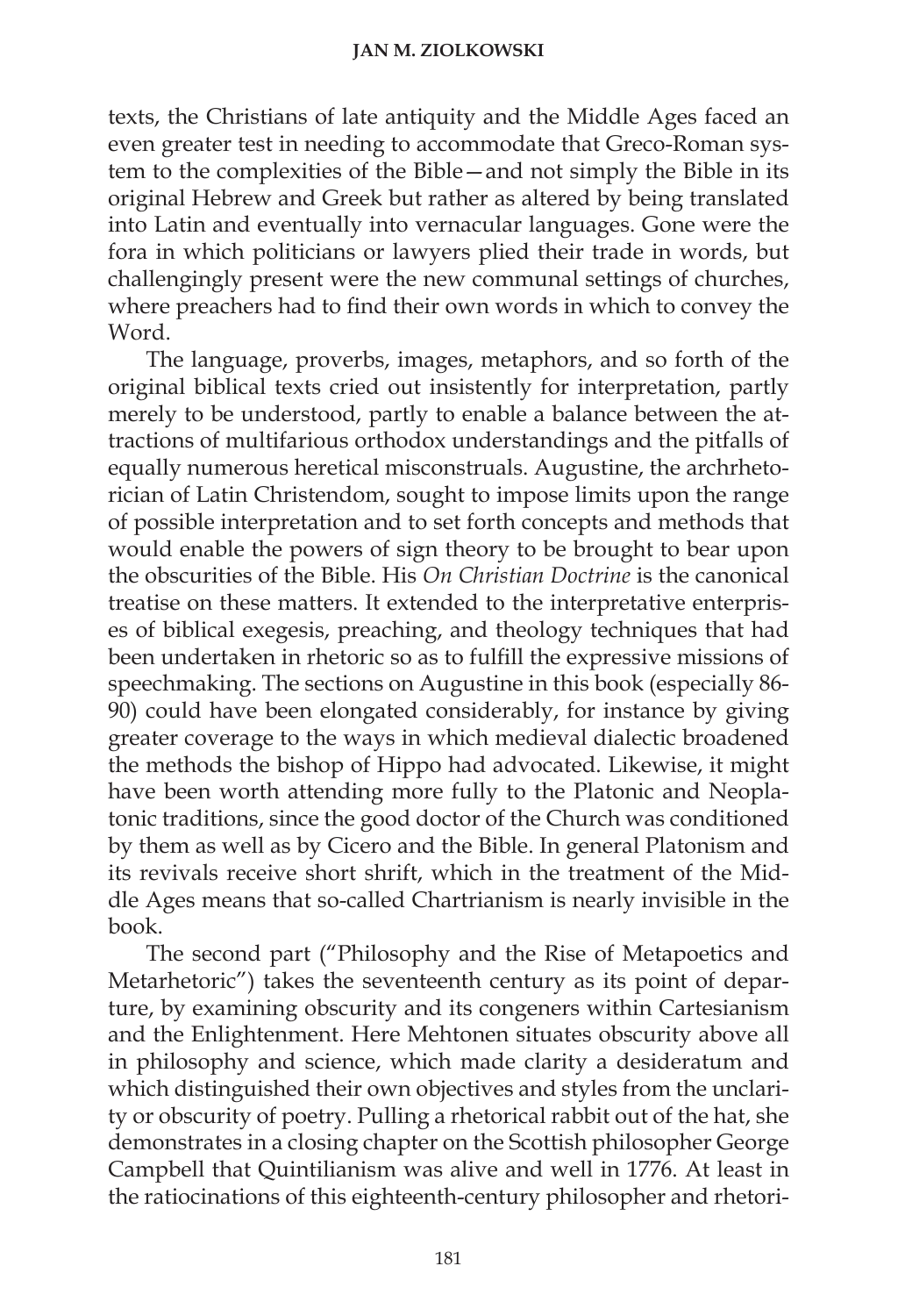texts, the Christians of late antiquity and the Middle Ages faced an even greater test in needing to accommodate that Greco-Roman system to the complexities of the Bible—and not simply the Bible in its original Hebrew and Greek but rather as altered by being translated into Latin and eventually into vernacular languages. Gone were the fora in which politicians or lawyers plied their trade in words, but challengingly present were the new communal settings of churches, where preachers had to find their own words in which to convey the Word.

The language, proverbs, images, metaphors, and so forth of the original biblical texts cried out insistently for interpretation, partly merely to be understood, partly to enable a balance between the attractions of multifarious orthodox understandings and the pitfalls of equally numerous heretical misconstruals. Augustine, the archrhetorician of Latin Christendom, sought to impose limits upon the range of possible interpretation and to set forth concepts and methods that would enable the powers of sign theory to be brought to bear upon the obscurities of the Bible. His *On Christian Doctrine* is the canonical treatise on these matters. It extended to the interpretative enterprises of biblical exegesis, preaching, and theology techniques that had been undertaken in rhetoric so as to fulfill the expressive missions of speechmaking. The sections on Augustine in this book (especially 86-90) could have been elongated considerably, for instance by giving greater coverage to the ways in which medieval dialectic broadened the methods the bishop of Hippo had advocated. Likewise, it might have been worth attending more fully to the Platonic and Neoplatonic traditions, since the good doctor of the Church was conditioned by them as well as by Cicero and the Bible. In general Platonism and its revivals receive short shrift, which in the treatment of the Middle Ages means that so-called Chartrianism is nearly invisible in the book.

The second part ("Philosophy and the Rise of Metapoetics and Metarhetoric") takes the seventeenth century as its point of departure, by examining obscurity and its congeners within Cartesianism and the Enlightenment. Here Mehtonen situates obscurity above all in philosophy and science, which made clarity a desideratum and which distinguished their own objectives and styles from the unclarity or obscurity of poetry. Pulling a rhetorical rabbit out of the hat, she demonstrates in a closing chapter on the Scottish philosopher George Campbell that Quintilianism was alive and well in 1776. At least in the ratiocinations of this eighteenth-century philosopher and rhetori-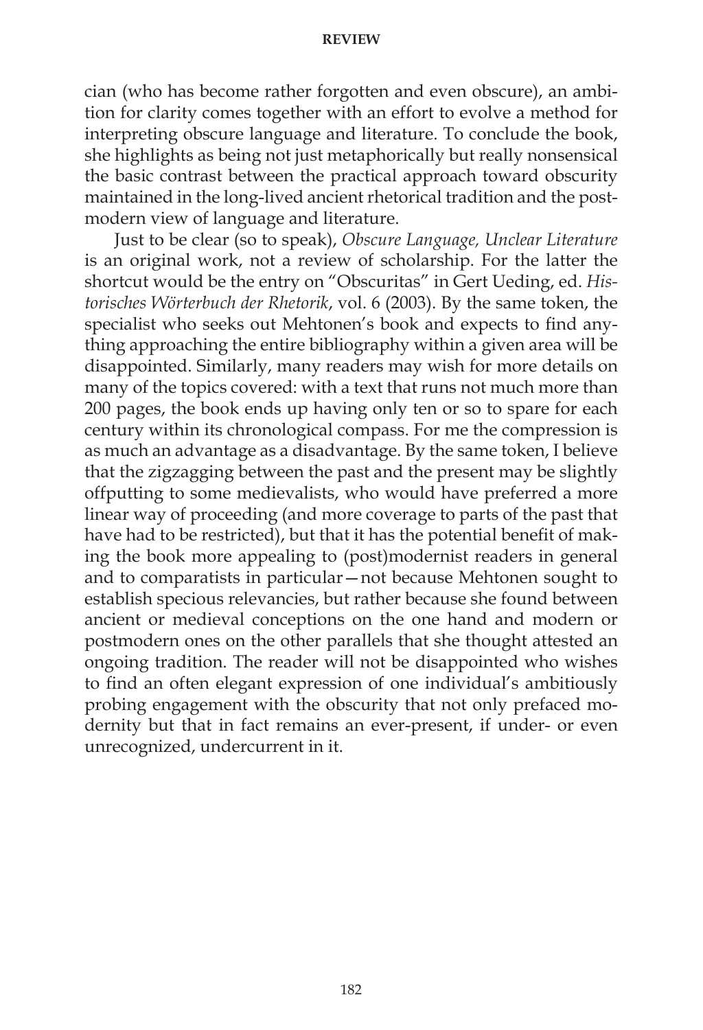cian (who has become rather forgotten and even obscure), an ambition for clarity comes together with an effort to evolve a method for interpreting obscure language and literature. To conclude the book, she highlights as being not just metaphorically but really nonsensical the basic contrast between the practical approach toward obscurity maintained in the long-lived ancient rhetorical tradition and the postmodern view of language and literature.

Just to be clear (so to speak), *Obscure Language, Unclear Literature* is an original work, not a review of scholarship. For the latter the shortcut would be the entry on "Obscuritas" in Gert Ueding, ed. *Historisches Wörterbuch der Rhetorik*, vol. 6 (2003). By the same token, the specialist who seeks out Mehtonen's book and expects to find anything approaching the entire bibliography within a given area will be disappointed. Similarly, many readers may wish for more details on many of the topics covered: with a text that runs not much more than 200 pages, the book ends up having only ten or so to spare for each century within its chronological compass. For me the compression is as much an advantage as a disadvantage. By the same token, I believe that the zigzagging between the past and the present may be slightly offputting to some medievalists, who would have preferred a more linear way of proceeding (and more coverage to parts of the past that have had to be restricted), but that it has the potential benefit of making the book more appealing to (post)modernist readers in general and to comparatists in particular—not because Mehtonen sought to establish specious relevancies, but rather because she found between ancient or medieval conceptions on the one hand and modern or postmodern ones on the other parallels that she thought attested an ongoing tradition. The reader will not be disappointed who wishes to find an often elegant expression of one individual's ambitiously probing engagement with the obscurity that not only prefaced modernity but that in fact remains an ever-present, if under- or even unrecognized, undercurrent in it.